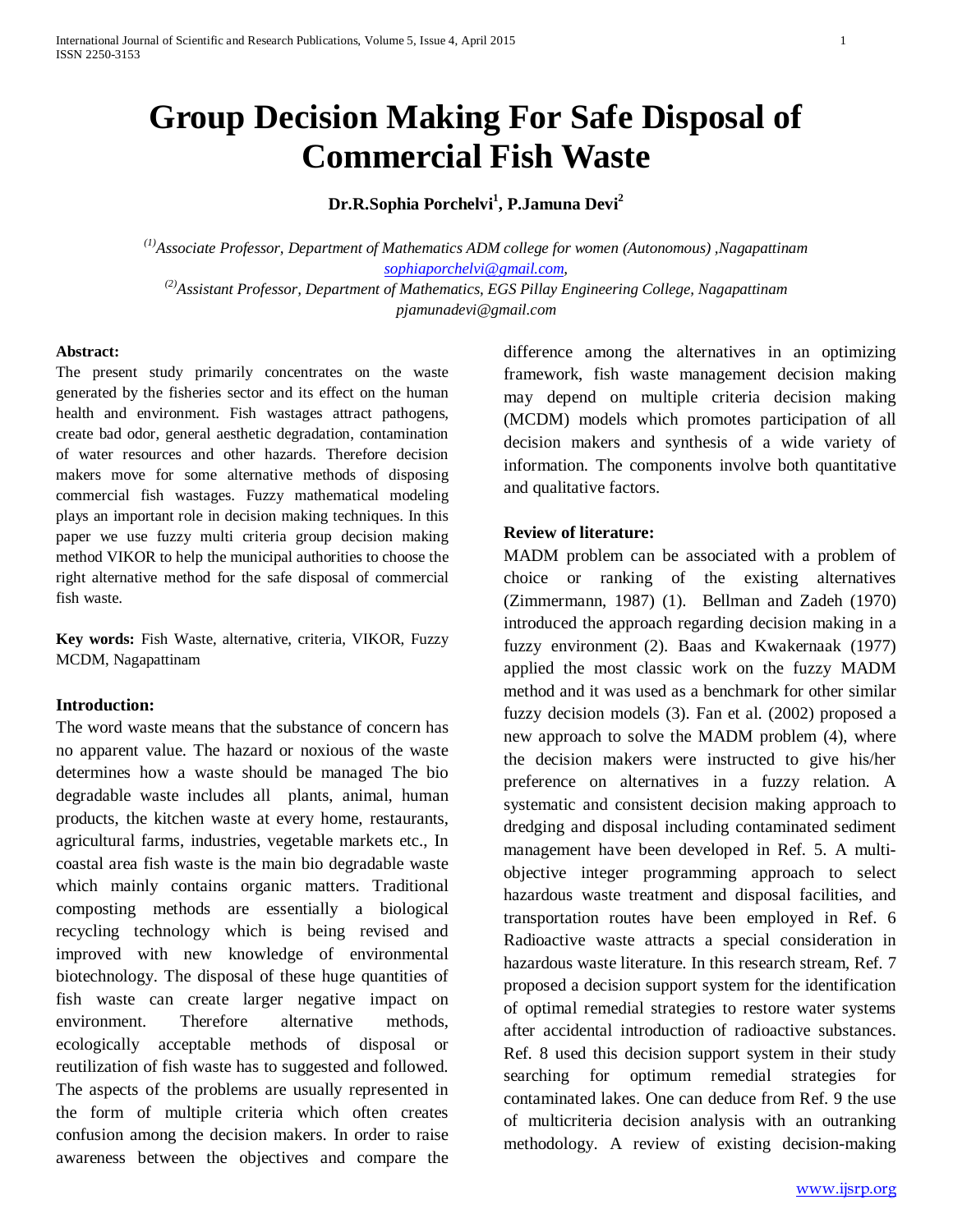# Group Decision Making For Safe Disposal of Commercial Fish Waste

**Dr.R.Sophia Porchelvi[1], P.Jamuna Devi[2]**

*(1)Associate Professor, Department of Mathematics ADM college for women (Autonomous) ,Nagapattinam*
*sophiaporchelvi@gmail.com,*
*(2)Assistant Professor, Department of Mathematics, EGS Pillay Engineering College, Nagapattinam*
*pjamunadevi@gmail.com*

**Abstract:**
The present study primarily concentrates on the waste generated by the fisheries sector and its effect on the human health and environment. Fish wastages attract pathogens, create bad odor, general aesthetic degradation, contamination of water resources and other hazards. Therefore decision makers move for some alternative methods of disposing commercial fish wastages. Fuzzy mathematical modeling plays an important role in decision making techniques. In this paper we use fuzzy multi criteria group decision making method VIKOR to help the municipal authorities to choose the right alternative method for the safe disposal of commercial fish waste.

**Key words:** Fish Waste, alternative, criteria, VIKOR, Fuzzy MCDM, Nagapattinam

## Introduction:

The word waste means that the substance of concern has no apparent value. The hazard or noxious of the waste determines how a waste should be managed The bio degradable waste includes all plants, animal, human products, the kitchen waste at every home, restaurants, agricultural farms, industries, vegetable markets etc., In coastal area fish waste is the main bio degradable waste which mainly contains organic matters. Traditional composting methods are essentially a biological recycling technology which is being revised and improved with new knowledge of environmental biotechnology. The disposal of these huge quantities of fish waste can create larger negative impact on environment. Therefore alternative methods, ecologically acceptable methods of disposal or reutilization of fish waste has to suggested and followed. The aspects of the problems are usually represented in the form of multiple criteria which often creates confusion among the decision makers. In order to raise awareness between the objectives and compare the difference among the alternatives in an optimizing framework, fish waste management decision making may depend on multiple criteria decision making (MCDM) models which promotes participation of all decision makers and synthesis of a wide variety of information. The components involve both quantitative and qualitative factors.

## Review of literature:

MADM problem can be associated with a problem of choice or ranking of the existing alternatives (Zimmermann, 1987) (1). Bellman and Zadeh (1970) introduced the approach regarding decision making in a fuzzy environment (2). Baas and Kwakernaak (1977) applied the most classic work on the fuzzy MADM method and it was used as a benchmark for other similar fuzzy decision models (3). Fan et al. (2002) proposed a new approach to solve the MADM problem (4), where the decision makers were instructed to give his/her preference on alternatives in a fuzzy relation. A systematic and consistent decision making approach to dredging and disposal including contaminated sediment management have been developed in Ref. 5. A multi-objective integer programming approach to select hazardous waste treatment and disposal facilities, and transportation routes have been employed in Ref. 6 Radioactive waste attracts a special consideration in hazardous waste literature. In this research stream, Ref. 7 proposed a decision support system for the identification of optimal remedial strategies to restore water systems after accidental introduction of radioactive substances. Ref. 8 used this decision support system in their study searching for optimum remedial strategies for contaminated lakes. One can deduce from Ref. 9 the use of multicriteria decision analysis with an outranking methodology. A review of existing decision-making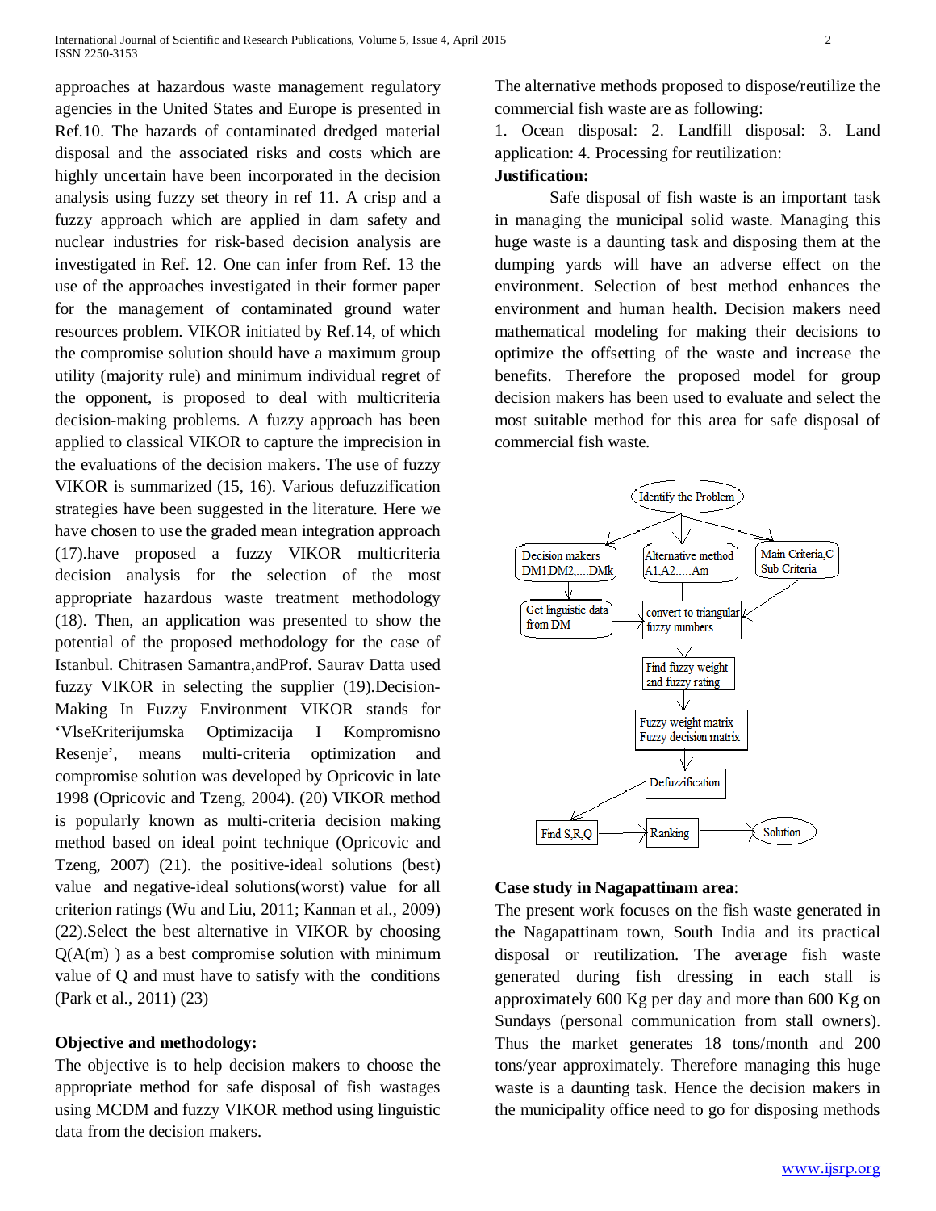approaches at hazardous waste management regulatory agencies in the United States and Europe is presented in Ref.10. The hazards of contaminated dredged material disposal and the associated risks and costs which are highly uncertain have been incorporated in the decision analysis using fuzzy set theory in ref 11. A crisp and a fuzzy approach which are applied in dam safety and nuclear industries for risk-based decision analysis are investigated in Ref. 12. One can infer from Ref. 13 the use of the approaches investigated in their former paper for the management of contaminated ground water resources problem. VIKOR initiated by Ref.14, of which the compromise solution should have a maximum group utility (majority rule) and minimum individual regret of the opponent, is proposed to deal with multicriteria decision-making problems. A fuzzy approach has been applied to classical VIKOR to capture the imprecision in the evaluations of the decision makers. The use of fuzzy VIKOR is summarized (15, 16). Various defuzzification strategies have been suggested in the literature. Here we have chosen to use the graded mean integration approach (17).have proposed a fuzzy VIKOR multicriteria decision analysis for the selection of the most appropriate hazardous waste treatment methodology (18). Then, an application was presented to show the potential of the proposed methodology for the case of Istanbul. Chitrasen Samantra,andProf. Saurav Datta used fuzzy VIKOR in selecting the supplier (19).Decision-Making In Fuzzy Environment VIKOR stands for 'VlseKriterijumska Optimizacija I Kompromisno Resenje', means multi-criteria optimization and compromise solution was developed by Opricovic in late 1998 (Opricovic and Tzeng, 2004). (20) VIKOR method is popularly known as multi-criteria decision making method based on ideal point technique (Opricovic and Tzeng, 2007) (21). the positive-ideal solutions (best) value and negative-ideal solutions(worst) value for all criterion ratings (Wu and Liu, 2011; Kannan et al., 2009) (22).Select the best alternative in VIKOR by choosing Q(A(m) ) as a best compromise solution with minimum value of Q and must have to satisfy with the conditions (Park et al., 2011) (23)

**Objective and methodology:**

The objective is to help decision makers to choose the appropriate method for safe disposal of fish wastages using MCDM and fuzzy VIKOR method using linguistic data from the decision makers.

The alternative methods proposed to dispose/reutilize the commercial fish waste are as following:

1. Ocean disposal: 2. Landfill disposal: 3. Land application: 4. Processing for reutilization:

**Justification:**

Safe disposal of fish waste is an important task in managing the municipal solid waste. Managing this huge waste is a daunting task and disposing them at the dumping yards will have an adverse effect on the environment. Selection of best method enhances the environment and human health. Decision makers need mathematical modeling for making their decisions to optimize the offsetting of the waste and increase the benefits. Therefore the proposed model for group decision makers has been used to evaluate and select the most suitable method for this area for safe disposal of commercial fish waste.

Identify the Problem → Decision makers DM1,DM2,....DMk; Alternative method A1,A2.....Am; Main Criteria,C Sub Criteria

Decision makers → Get linguistic data from DM → convert to triangular fuzzy numbers → Find fuzzy weight and fuzzy rating → Fuzzy weight matrix Fuzzy decision matrix → Defuzzification → Find S,R,Q → Ranking → Solution

**Case study in Nagapattinam area**:

The present work focuses on the fish waste generated in the Nagapattinam town, South India and its practical disposal or reutilization. The average fish waste generated during fish dressing in each stall is approximately 600 Kg per day and more than 600 Kg on Sundays (personal communication from stall owners). Thus the market generates 18 tons/month and 200 tons/year approximately. Therefore managing this huge waste is a daunting task. Hence the decision makers in the municipality office need to go for disposing methods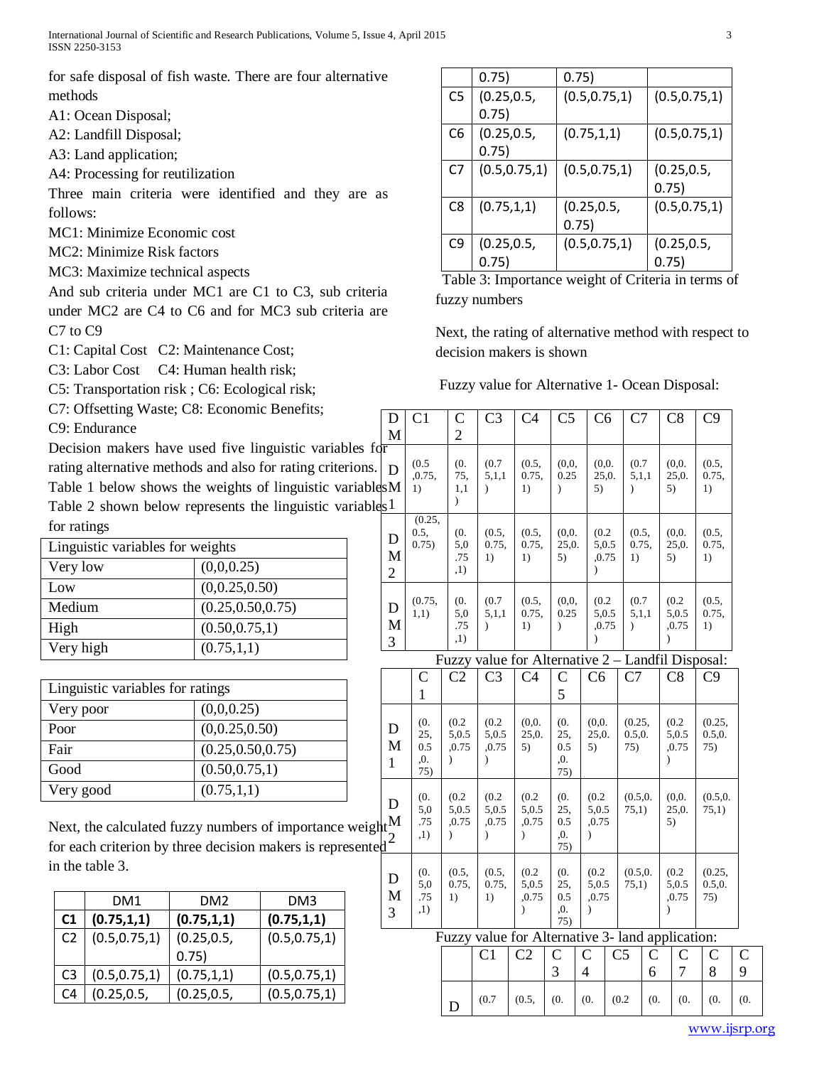for safe disposal of fish waste. There are four alternative methods

A1: Ocean Disposal;

A2: Landfill Disposal;

A3: Land application;

A4: Processing for reutilization

Three main criteria were identified and they are as follows:

MC1: Minimize Economic cost

MC2: Minimize Risk factors

MC3: Maximize technical aspects

And sub criteria under MC1 are C1 to C3, sub criteria under MC2 are C4 to C6 and for MC3 sub criteria are C7 to C9

C1: Capital Cost C2: Maintenance Cost;

C3: Labor Cost C4: Human health risk;

C5: Transportation risk ; C6: Ecological risk;

C7: Offsetting Waste; C8: Economic Benefits;

C9: Endurance

Decision makers have used five linguistic variables for rating alternative methods and also for rating criterions. Table 1 below shows the weights of linguistic variables Table 2 shown below represents the linguistic variables for ratings

| Linguistic variables for weights | |
|---|---|
| Very low | (0,0,0.25) |
| Low | (0,0.25,0.50) |
| Medium | (0.25,0.50,0.75) |
| High | (0.50,0.75,1) |
| Very high | (0.75,1,1) |

| Linguistic variables for ratings | |
|---|---|
| Very poor | (0,0,0.25) |
| Poor | (0,0.25,0.50) |
| Fair | (0.25,0.50,0.75) |
| Good | (0.50,0.75,1) |
| Very good | (0.75,1,1) |

Next, the calculated fuzzy numbers of importance weight for each criterion by three decision makers is represented in the table 3.

| | DM1 | DM2 | DM3 |
|---|---|---|---|
| **C1** | **(0.75,1,1)** | **(0.75,1,1)** | **(0.75,1,1)** |
| C2 | (0.5,0.75,1) | (0.25,0.5,0.75) | (0.5,0.75,1) |
| C3 | (0.5,0.75,1) | (0.75,1,1) | (0.5,0.75,1) |
| C4 | (0.25,0.5,0.75) | (0.25,0.5,0.75) | (0.5,0.75,1) |
| C5 | (0.25,0.5,0.75) | (0.5,0.75,1) | (0.5,0.75,1) |
| C6 | (0.25,0.5,0.75) | (0.75,1,1) | (0.5,0.75,1) |
| C7 | (0.5,0.75,1) | (0.5,0.75,1) | (0.25,0.5,0.75) |
| C8 | (0.75,1,1) | (0.25,0.5,0.75) | (0.5,0.75,1) |
| C9 | (0.25,0.5,0.75) | (0.5,0.75,1) | (0.25,0.5,0.75) |

Table 3: Importance weight of Criteria in terms of fuzzy numbers

Next, the rating of alternative method with respect to decision makers is shown

Fuzzy value for Alternative 1- Ocean Disposal:

| DM | C1 | C2 | C3 | C4 | C5 | C6 | C7 | C8 | C9 |
|---|---|---|---|---|---|---|---|---|---|
| DM1 | (0.5,0.75,1) | (0.75,1,1) | (0.75,1,1) | (0.5,0.75,1) | (0,0,0.25) | (0,0.25,0.5) | (0.75,1,1) | (0,0.25,0.5) | (0.5,0.75,1) |
| DM2 | (0.25,0.5,0.75) | (0.5,0.75,1) | (0.5,0.75,1) | (0.5,0.75,1) | (0,0.25,0.5) | (0.25,0.5,0.75) | (0.5,0.75,1) | (0,0.25,0.5) | (0.5,0.75,1) |
| DM3 | (0.75,1,1) | (0.5,0.75,1) | (0.75,1,1) | (0.5,0.75,1) | (0,0,0.25) | (0.25,0.5,0.75) | (0.75,1,1) | (0.25,0.5,0.75) | (0.5,0.75,1) |

Fuzzy value for Alternative 2 – Landfil Disposal:

| | C1 | C2 | C3 | C4 | C5 | C6 | C7 | C8 | C9 |
|---|---|---|---|---|---|---|---|---|---|
| DM1 | (0.25,0.5,0.75) | (0.25,0.5,0.75) | (0.25,0.5,0.75) | (0,0.25,0.5) | (0.25,0.5,0.75) | (0,0.25,0.5) | (0.25,0.5,0.75) | (0.25,0.5,0.75) | (0.25,0.5,0.75) |
| DM2 | (0.5,0.75,1) | (0.25,0.5,0.75) | (0.25,0.5,0.75) | (0.25,0.5,0.75) | (0.25,0.5,0.75) | (0.25,0.5,0.75) | (0.5,0.75,1) | (0,0.25,0.5) | (0.5,0.75,1) |
| DM3 | (0.5,0.75,1) | (0.5,0.75,1) | (0.5,0.75,1) | (0.25,0.5,0.75) | (0.25,0.5,0.75) | (0.25,0.5,0.75) | (0.5,0.75,1) | (0.25,0.5,0.75) | (0.25,0.5,0.75) |

Fuzzy value for Alternative 3- land application:

| | C1 | C2 | C3 | C4 | C5 | C6 | C7 | C8 | C9 |
|---|---|---|---|---|---|---|---|---|---|
| D | (0.7 | (0.5, | (0. | (0. | (0.2 | (0. | (0. | (0. | (0. |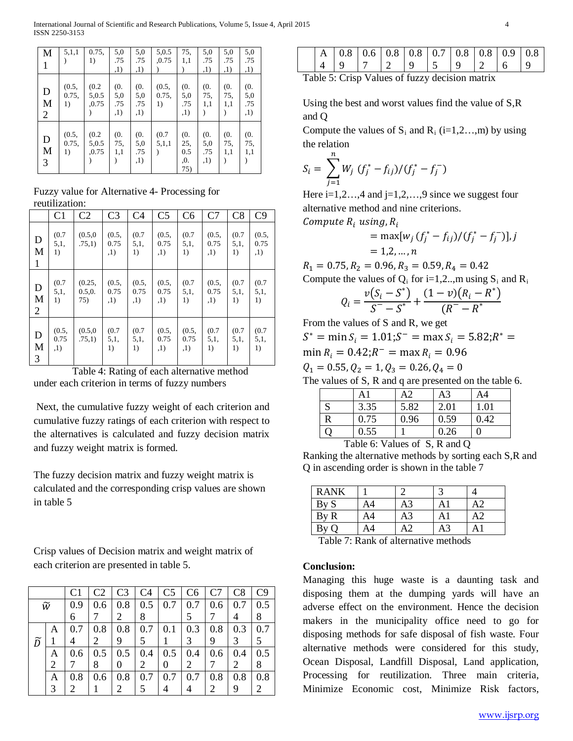| | C1 | C2 | C3 | C4 | C5 | C6 | C7 | C8 | C9 |
|---|---|---|---|---|---|---|---|---|---|
| M1 | 5,1,1) | 0.75,1) | 5,0.75,1) | 5,0.75,1) | 5,0.5,0.75) | 75,1,1) | 5,0.75,1) | 5,0.75,1) | 5,0.75,1) |
| DM2 | (0.5,0.75,1) | (0.25,0.5,0.75) | (0.5,0.75,1) | (0.5,0.75,1) | (0.5,0.75,1) | (0.5,0.75,1) | (0.75,1,1) | (0.75,1,1) | (0.5,0.75,1) |
| DM3 | (0.5,0.75,1) | (0.25,0.5,0.75) | (0.75,1,1) | (0.5,0.75,1) | (0.75,1,1) | (0.25,0.5,0.75) | (0.5,0.75,1) | (0.75,1,1) | (0.75,1,1) |

Fuzzy value for Alternative 4- Processing for reutilization:

| | C1 | C2 | C3 | C4 | C5 | C6 | C7 | C8 | C9 |
|---|---|---|---|---|---|---|---|---|---|
| DM1 | (0.75,1,1) | (0.5,0.75,1) | (0.5,0.75,1) | (0.75,1,1) | (0.5,0.75,1) | (0.75,1,1) | (0.5,0.75,1) | (0.75,1,1) | (0.5,0.75,1) |
| DM2 | (0.75,1,1) | (0.25,0.5,0.75) | (0.5,0.75,1) | (0.5,0.75,1) | (0.5,0.75,1) | (0.75,1,1) | (0.5,0.75,1) | (0.75,1,1) | (0.75,1,1) |
| DM3 | (0.5,0.75,1) | (0.5,0.75,1) | (0.75,1,1) | (0.75,1,1) | (0.5,0.75,1) | (0.5,0.75,1) | (0.75,1,1) | (0.75,1,1) | (0.75,1,1) |

Table 4: Rating of each alternative method under each criterion in terms of fuzzy numbers

Next, the cumulative fuzzy weight of each criterion and cumulative fuzzy ratings of each criterion with respect to the alternatives is calculated and fuzzy decision matrix and fuzzy weight matrix is formed.

The fuzzy decision matrix and fuzzy weight matrix is calculated and the corresponding crisp values are shown in table 5

Crisp values of Decision matrix and weight matrix of each criterion are presented in table 5.

| | | C1 | C2 | C3 | C4 | C5 | C6 | C7 | C8 | C9 |
|---|---|---|---|---|---|---|---|---|---|---|
| $\widetilde{w}$ | | 0.96 | 0.67 | 0.82 | 0.58 | 0.7 | 0.75 | 0.67 | 0.74 | 0.58 |
| $\widetilde{D}$ | A1 | 0.74 | 0.82 | 0.89 | 0.75 | 0.11 | 0.33 | 0.89 | 0.33 | 0.75 |
| | A2 | 0.67 | 0.58 | 0.50 | 0.42 | 0.50 | 0.42 | 0.67 | 0.42 | 0.58 |
| | A3 | 0.82 | 0.61 | 0.82 | 0.75 | 0.74 | 0.74 | 0.82 | 0.89 | 0.82 |
| | A4 | 0.89 | 0.67 | 0.82 | 0.89 | 0.75 | 0.89 | 0.82 | 0.96 | 0.89 |

Table 5: Crisp Values of fuzzy decision matrix

Using the best and worst values find the value of S,R and Q

Compute the values of $S_i$ and $R_i$ (i=1,2…,m) by using the relation

$$S_i = \sum_{j=1}^{n} W_j \,(f_j^* - f_{ij})/(f_j^* - f_j^-)$$

Here i=1,2…,4 and j=1,2,…,9 since we suggest four alternative method and nine criterions.

*Compute* $R_i$ *using*, $R_i$

$$= \max[w_j\,(f_j^* - f_{ij})/(f_j^* - f_j^-)], j = 1,2,\dots,n$$

$R_1 = 0.75, R_2 = 0.96, R_3 = 0.59, R_4 = 0.42$

Compute the values of $Q_i$ for i=1,2..,m using $S_i$ and $R_i$

$$Q_i = \frac{v(S_i - S^*)}{S^- - S^*} + \frac{(1-v)(R_i - R^*)}{(R^- - R^*}$$

From the values of S and R, we get

$S^* = \min S_i = 1.01; S^- = \max S_i = 5.82; R^* = \min R_i = 0.42; R^- = \max R_i = 0.96$

$Q_1 = 0.55, Q_2 = 1, Q_3 = 0.26, Q_4 = 0$

The values of S, R and q are presented on the table 6.

| | A1 | A2 | A3 | A4 |
|---|---|---|---|---|
| S | 3.35 | 5.82 | 2.01 | 1.01 |
| R | 0.75 | 0.96 | 0.59 | 0.42 |
| Q | 0.55 | 1 | 0.26 | 0 |

Table 6: Values of S, R and Q

Ranking the alternative methods by sorting each S,R and Q in ascending order is shown in the table 7

| RANK | 1 | 2 | 3 | 4 |
|---|---|---|---|---|
| By S | A4 | A3 | A1 | A2 |
| By R | A4 | A3 | A1 | A2 |
| By Q | A4 | A2 | A3 | A1 |

Table 7: Rank of alternative methods

**Conclusion:**

Managing this huge waste is a daunting task and disposing them at the dumping yards will have an adverse effect on the environment. Hence the decision makers in the municipality office need to go for disposing methods for safe disposal of fish waste. Four alternative methods were considered for this study, Ocean Disposal, Landfill Disposal, Land application, Processing for reutilization. Three main criteria, Minimize Economic cost, Minimize Risk factors,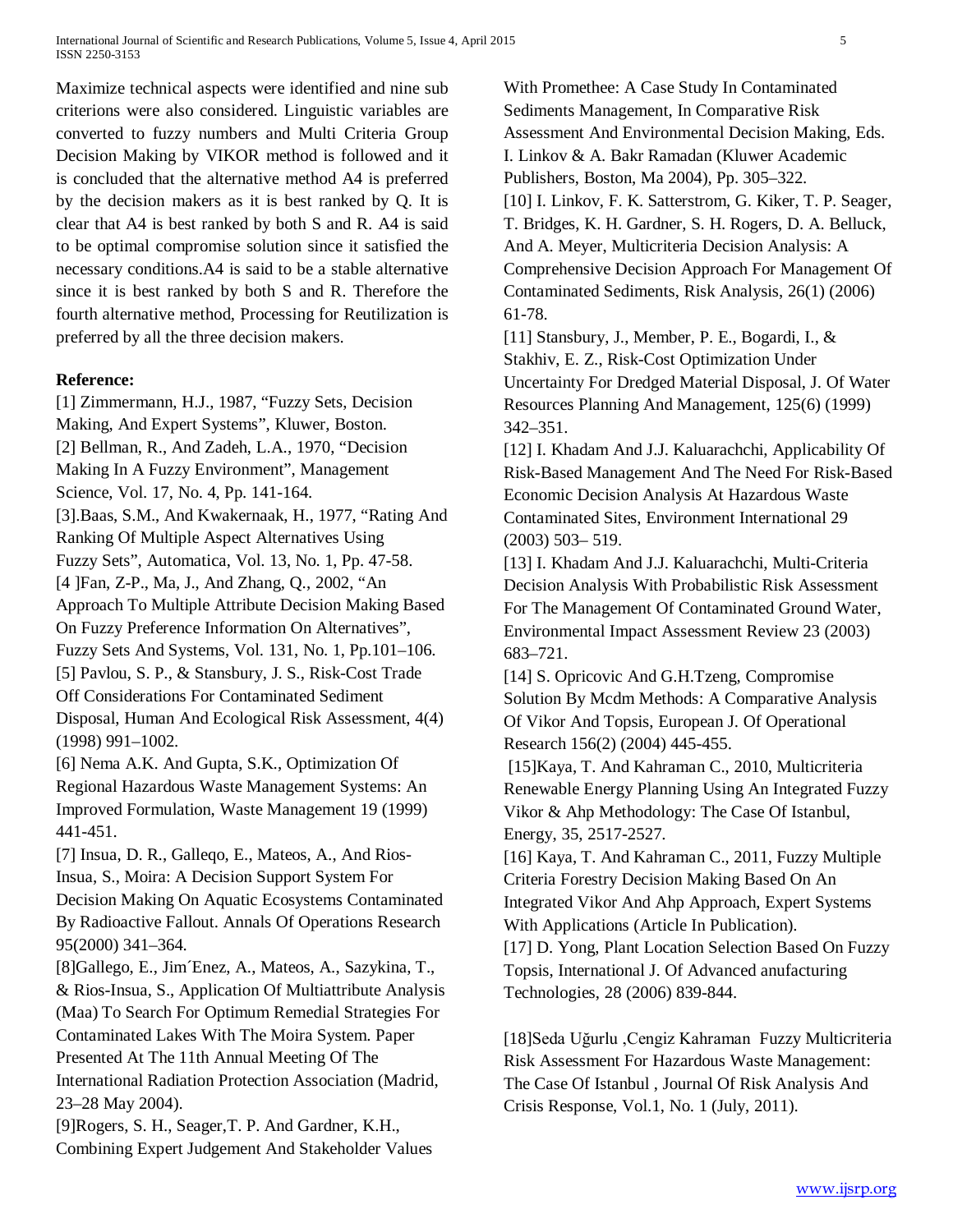Maximize technical aspects were identified and nine sub criterions were also considered. Linguistic variables are converted to fuzzy numbers and Multi Criteria Group Decision Making by VIKOR method is followed and it is concluded that the alternative method A4 is preferred by the decision makers as it is best ranked by Q. It is clear that A4 is best ranked by both S and R. A4 is said to be optimal compromise solution since it satisfied the necessary conditions.A4 is said to be a stable alternative since it is best ranked by both S and R. Therefore the fourth alternative method, Processing for Reutilization is preferred by all the three decision makers.

**Reference:**

[1] Zimmermann, H.J., 1987, "Fuzzy Sets, Decision Making, And Expert Systems", Kluwer, Boston.

[2] Bellman, R., And Zadeh, L.A., 1970, "Decision Making In A Fuzzy Environment", Management Science, Vol. 17, No. 4, Pp. 141-164.

[3].Baas, S.M., And Kwakernaak, H., 1977, "Rating And Ranking Of Multiple Aspect Alternatives Using Fuzzy Sets", Automatica, Vol. 13, No. 1, Pp. 47-58.

[4 ]Fan, Z-P., Ma, J., And Zhang, Q., 2002, "An Approach To Multiple Attribute Decision Making Based On Fuzzy Preference Information On Alternatives", Fuzzy Sets And Systems, Vol. 131, No. 1, Pp.101–106.

[5] Pavlou, S. P., & Stansbury, J. S., Risk-Cost Trade Off Considerations For Contaminated Sediment Disposal, Human And Ecological Risk Assessment, 4(4) (1998) 991–1002.

[6] Nema A.K. And Gupta, S.K., Optimization Of Regional Hazardous Waste Management Systems: An Improved Formulation, Waste Management 19 (1999) 441-451.

[7] Insua, D. R., Galleqo, E., Mateos, A., And Rios-Insua, S., Moira: A Decision Support System For Decision Making On Aquatic Ecosystems Contaminated By Radioactive Fallout. Annals Of Operations Research 95(2000) 341–364.

[8]Gallego, E., Jim´Enez, A., Mateos, A., Sazykina, T., & Rios-Insua, S., Application Of Multiattribute Analysis (Maa) To Search For Optimum Remedial Strategies For Contaminated Lakes With The Moira System. Paper Presented At The 11th Annual Meeting Of The International Radiation Protection Association (Madrid, 23–28 May 2004).

[9]Rogers, S. H., Seager,T. P. And Gardner, K.H., Combining Expert Judgement And Stakeholder Values With Promethee: A Case Study In Contaminated Sediments Management, In Comparative Risk Assessment And Environmental Decision Making, Eds. I. Linkov & A. Bakr Ramadan (Kluwer Academic Publishers, Boston, Ma 2004), Pp. 305–322.

[10] I. Linkov, F. K. Satterstrom, G. Kiker, T. P. Seager, T. Bridges, K. H. Gardner, S. H. Rogers, D. A. Belluck, And A. Meyer, Multicriteria Decision Analysis: A Comprehensive Decision Approach For Management Of Contaminated Sediments, Risk Analysis, 26(1) (2006) 61-78.

[11] Stansbury, J., Member, P. E., Bogardi, I., & Stakhiv, E. Z., Risk-Cost Optimization Under Uncertainty For Dredged Material Disposal, J. Of Water Resources Planning And Management, 125(6) (1999) 342–351.

[12] I. Khadam And J.J. Kaluarachchi, Applicability Of Risk-Based Management And The Need For Risk-Based Economic Decision Analysis At Hazardous Waste Contaminated Sites, Environment International 29 (2003) 503– 519.

[13] I. Khadam And J.J. Kaluarachchi, Multi-Criteria Decision Analysis With Probabilistic Risk Assessment For The Management Of Contaminated Ground Water, Environmental Impact Assessment Review 23 (2003) 683–721.

[14] S. Opricovic And G.H.Tzeng, Compromise Solution By Mcdm Methods: A Comparative Analysis Of Vikor And Topsis, European J. Of Operational Research 156(2) (2004) 445-455.

[15]Kaya, T. And Kahraman C., 2010, Multicriteria Renewable Energy Planning Using An Integrated Fuzzy Vikor & Ahp Methodology: The Case Of Istanbul, Energy, 35, 2517-2527.

[16] Kaya, T. And Kahraman C., 2011, Fuzzy Multiple Criteria Forestry Decision Making Based On An Integrated Vikor And Ahp Approach, Expert Systems With Applications (Article In Publication).

[17] D. Yong, Plant Location Selection Based On Fuzzy Topsis, International J. Of Advanced anufacturing Technologies, 28 (2006) 839-844.

[18]Seda Uğurlu ,Cengiz Kahraman Fuzzy Multicriteria Risk Assessment For Hazardous Waste Management: The Case Of Istanbul , Journal Of Risk Analysis And Crisis Response, Vol.1, No. 1 (July, 2011).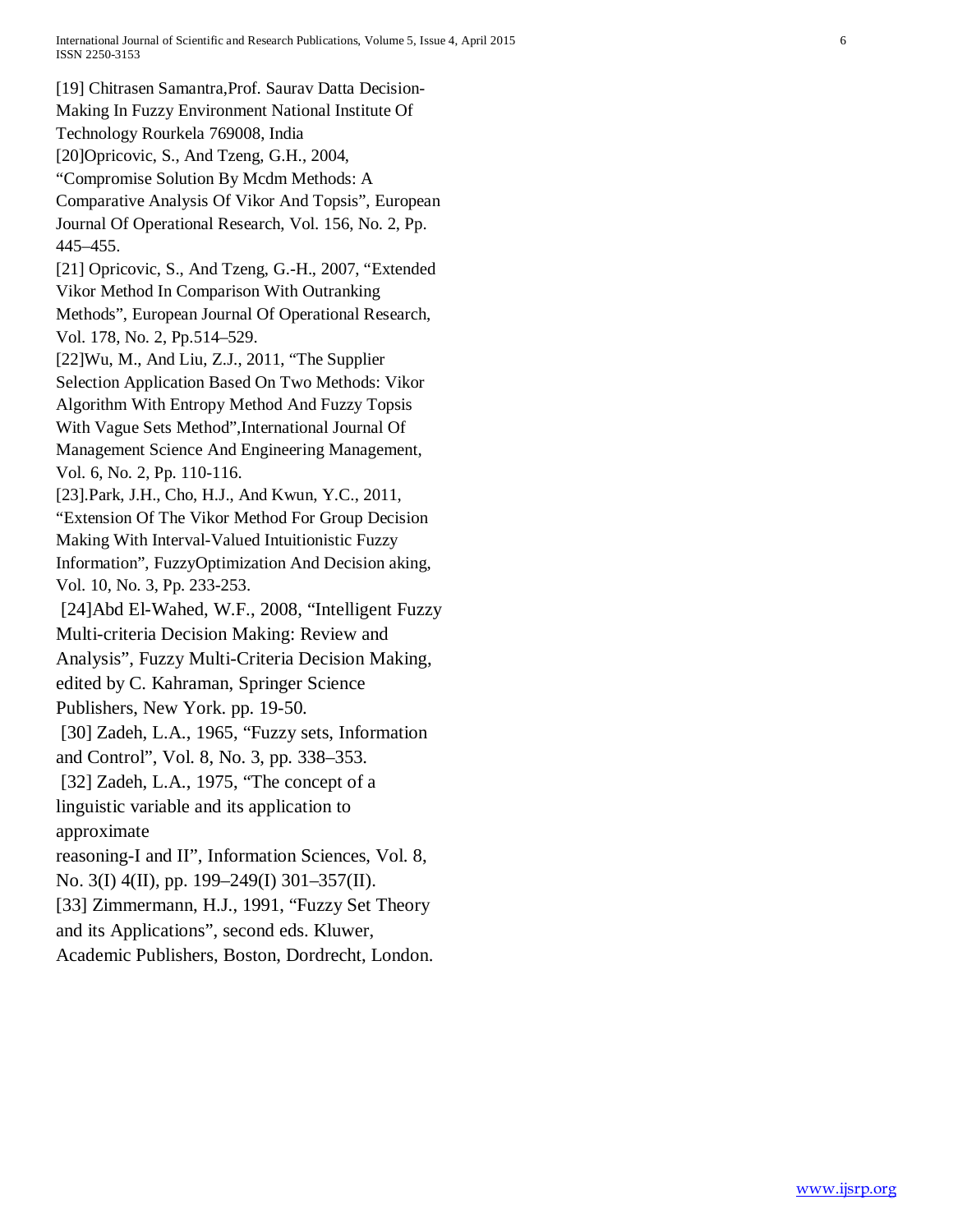[19] Chitrasen Samantra,Prof. Saurav Datta Decision-Making In Fuzzy Environment National Institute Of Technology Rourkela 769008, India

[20]Opricovic, S., And Tzeng, G.H., 2004, “Compromise Solution By Mcdm Methods: A Comparative Analysis Of Vikor And Topsis”, European Journal Of Operational Research, Vol. 156, No. 2, Pp. 445–455.

[21] Opricovic, S., And Tzeng, G.-H., 2007, “Extended Vikor Method In Comparison With Outranking Methods”, European Journal Of Operational Research, Vol. 178, No. 2, Pp.514–529.

[22]Wu, M., And Liu, Z.J., 2011, “The Supplier Selection Application Based On Two Methods: Vikor Algorithm With Entropy Method And Fuzzy Topsis With Vague Sets Method”,International Journal Of Management Science And Engineering Management, Vol. 6, No. 2, Pp. 110-116.

[23].Park, J.H., Cho, H.J., And Kwun, Y.C., 2011, “Extension Of The Vikor Method For Group Decision Making With Interval-Valued Intuitionistic Fuzzy Information”, FuzzyOptimization And Decision aking, Vol. 10, No. 3, Pp. 233-253.

[24]Abd El-Wahed, W.F., 2008, “Intelligent Fuzzy Multi-criteria Decision Making: Review and Analysis”, Fuzzy Multi-Criteria Decision Making, edited by C. Kahraman, Springer Science Publishers, New York. pp. 19-50.

[30] Zadeh, L.A., 1965, “Fuzzy sets, Information and Control”, Vol. 8, No. 3, pp. 338–353.

[32] Zadeh, L.A., 1975, “The concept of a linguistic variable and its application to approximate reasoning-I and II”, Information Sciences, Vol. 8, No. 3(I) 4(II), pp. 199–249(I) 301–357(II).

[33] Zimmermann, H.J., 1991, “Fuzzy Set Theory and its Applications”, second eds. Kluwer, Academic Publishers, Boston, Dordrecht, London.